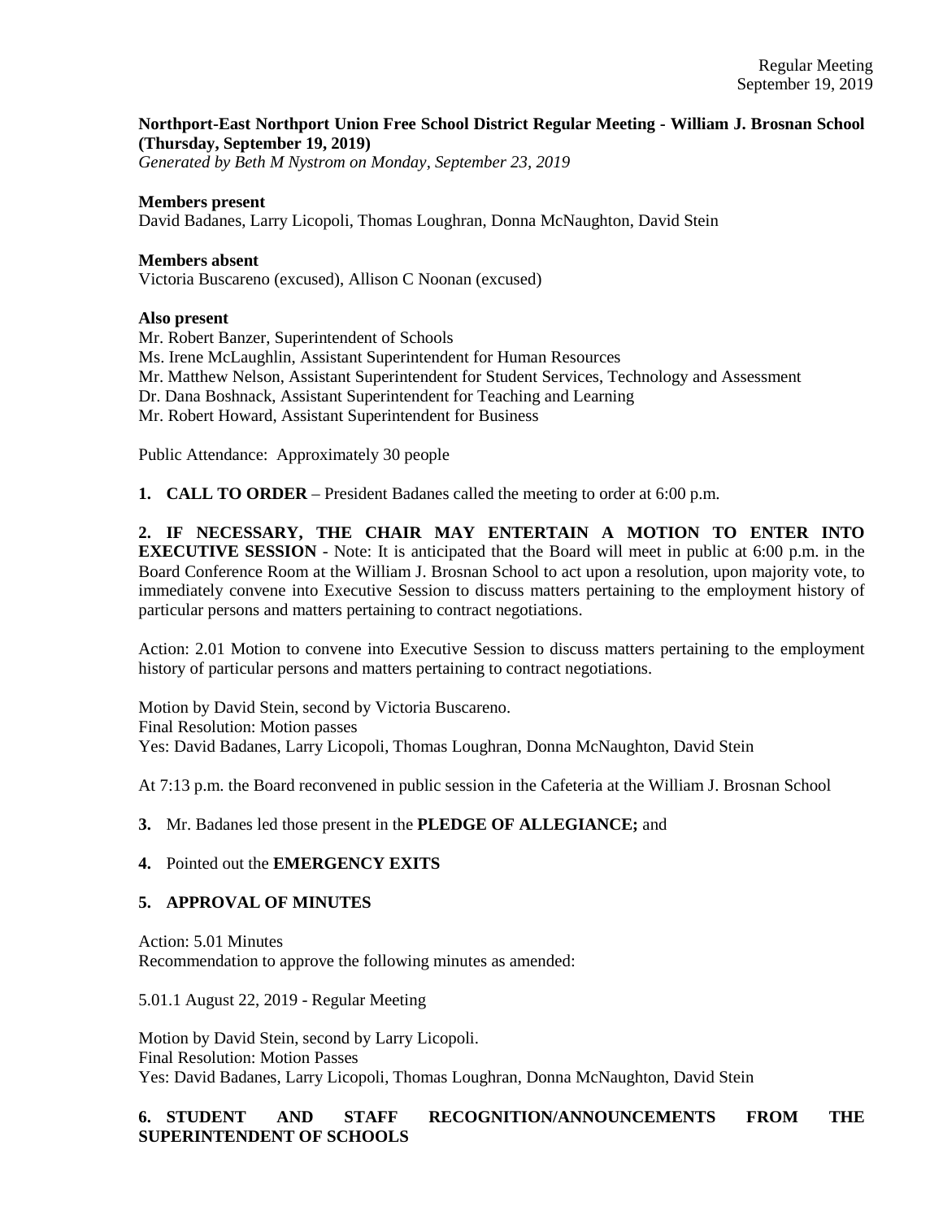**Northport-East Northport Union Free School District Regular Meeting - William J. Brosnan School (Thursday, September 19, 2019)**
*Generated by Beth M Nystrom on Monday, September 23, 2019*

**Members present**
David Badanes, Larry Licopoli, Thomas Loughran, Donna McNaughton, David Stein

**Members absent**
Victoria Buscareno (excused), Allison C Noonan (excused)

**Also present**
Mr. Robert Banzer, Superintendent of Schools
Ms. Irene McLaughlin, Assistant Superintendent for Human Resources
Mr. Matthew Nelson, Assistant Superintendent for Student Services, Technology and Assessment
Dr. Dana Boshnack, Assistant Superintendent for Teaching and Learning
Mr. Robert Howard, Assistant Superintendent for Business

Public Attendance: Approximately 30 people

**1. CALL TO ORDER** – President Badanes called the meeting to order at 6:00 p.m.

**2. IF NECESSARY, THE CHAIR MAY ENTERTAIN A MOTION TO ENTER INTO EXECUTIVE SESSION** - Note: It is anticipated that the Board will meet in public at 6:00 p.m. in the Board Conference Room at the William J. Brosnan School to act upon a resolution, upon majority vote, to immediately convene into Executive Session to discuss matters pertaining to the employment history of particular persons and matters pertaining to contract negotiations.

Action: 2.01 Motion to convene into Executive Session to discuss matters pertaining to the employment history of particular persons and matters pertaining to contract negotiations.

Motion by David Stein, second by Victoria Buscareno.
Final Resolution: Motion passes
Yes: David Badanes, Larry Licopoli, Thomas Loughran, Donna McNaughton, David Stein

At 7:13 p.m. the Board reconvened in public session in the Cafeteria at the William J. Brosnan School

**3.** Mr. Badanes led those present in the **PLEDGE OF ALLEGIANCE;** and

**4.** Pointed out the **EMERGENCY EXITS**

**5. APPROVAL OF MINUTES**

Action: 5.01 Minutes
Recommendation to approve the following minutes as amended:

5.01.1 August 22, 2019 - Regular Meeting

Motion by David Stein, second by Larry Licopoli.
Final Resolution: Motion Passes
Yes: David Badanes, Larry Licopoli, Thomas Loughran, Donna McNaughton, David Stein

**6. STUDENT AND STAFF RECOGNITION/ANNOUNCEMENTS FROM THE SUPERINTENDENT OF SCHOOLS**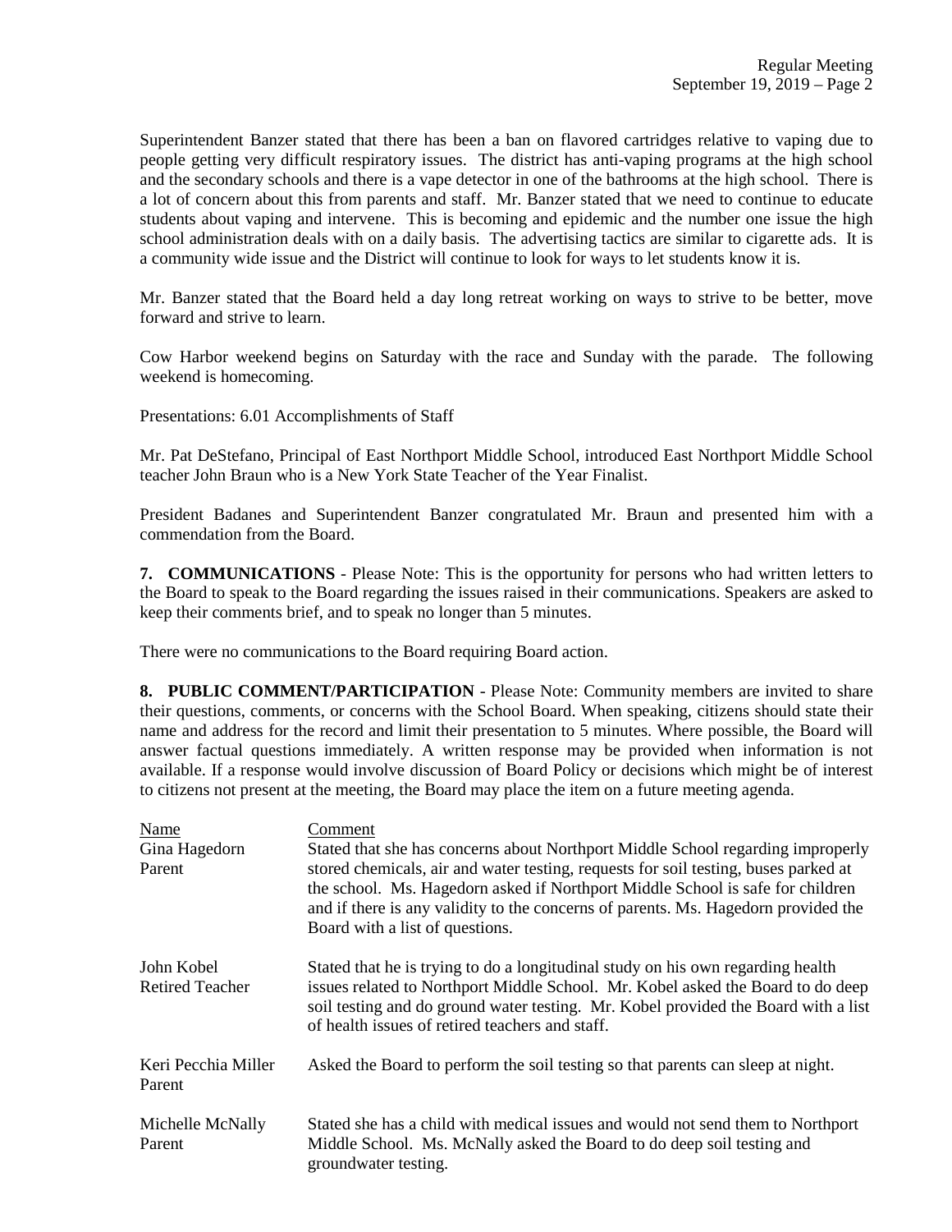Superintendent Banzer stated that there has been a ban on flavored cartridges relative to vaping due to people getting very difficult respiratory issues. The district has anti-vaping programs at the high school and the secondary schools and there is a vape detector in one of the bathrooms at the high school. There is a lot of concern about this from parents and staff. Mr. Banzer stated that we need to continue to educate students about vaping and intervene. This is becoming and epidemic and the number one issue the high school administration deals with on a daily basis. The advertising tactics are similar to cigarette ads. It is a community wide issue and the District will continue to look for ways to let students know it is.

Mr. Banzer stated that the Board held a day long retreat working on ways to strive to be better, move forward and strive to learn.

Cow Harbor weekend begins on Saturday with the race and Sunday with the parade. The following weekend is homecoming.

Presentations: 6.01 Accomplishments of Staff

Mr. Pat DeStefano, Principal of East Northport Middle School, introduced East Northport Middle School teacher John Braun who is a New York State Teacher of the Year Finalist.

President Badanes and Superintendent Banzer congratulated Mr. Braun and presented him with a commendation from the Board.

**7. COMMUNICATIONS** - Please Note: This is the opportunity for persons who had written letters to the Board to speak to the Board regarding the issues raised in their communications. Speakers are asked to keep their comments brief, and to speak no longer than 5 minutes.

There were no communications to the Board requiring Board action.

**8. PUBLIC COMMENT/PARTICIPATION** - Please Note: Community members are invited to share their questions, comments, or concerns with the School Board. When speaking, citizens should state their name and address for the record and limit their presentation to 5 minutes. Where possible, the Board will answer factual questions immediately. A written response may be provided when information is not available. If a response would involve discussion of Board Policy or decisions which might be of interest to citizens not present at the meeting, the Board may place the item on a future meeting agenda.

| Name | Comment |
|---|---|
| Gina Hagedorn<br>Parent | Stated that she has concerns about Northport Middle School regarding improperly stored chemicals, air and water testing, requests for soil testing, buses parked at the school. Ms. Hagedorn asked if Northport Middle School is safe for children and if there is any validity to the concerns of parents. Ms. Hagedorn provided the Board with a list of questions. |
| John Kobel<br>Retired Teacher | Stated that he is trying to do a longitudinal study on his own regarding health issues related to Northport Middle School. Mr. Kobel asked the Board to do deep soil testing and do ground water testing. Mr. Kobel provided the Board with a list of health issues of retired teachers and staff. |
| Keri Pecchia Miller<br>Parent | Asked the Board to perform the soil testing so that parents can sleep at night. |
| Michelle McNally<br>Parent | Stated she has a child with medical issues and would not send them to Northport Middle School. Ms. McNally asked the Board to do deep soil testing and groundwater testing. |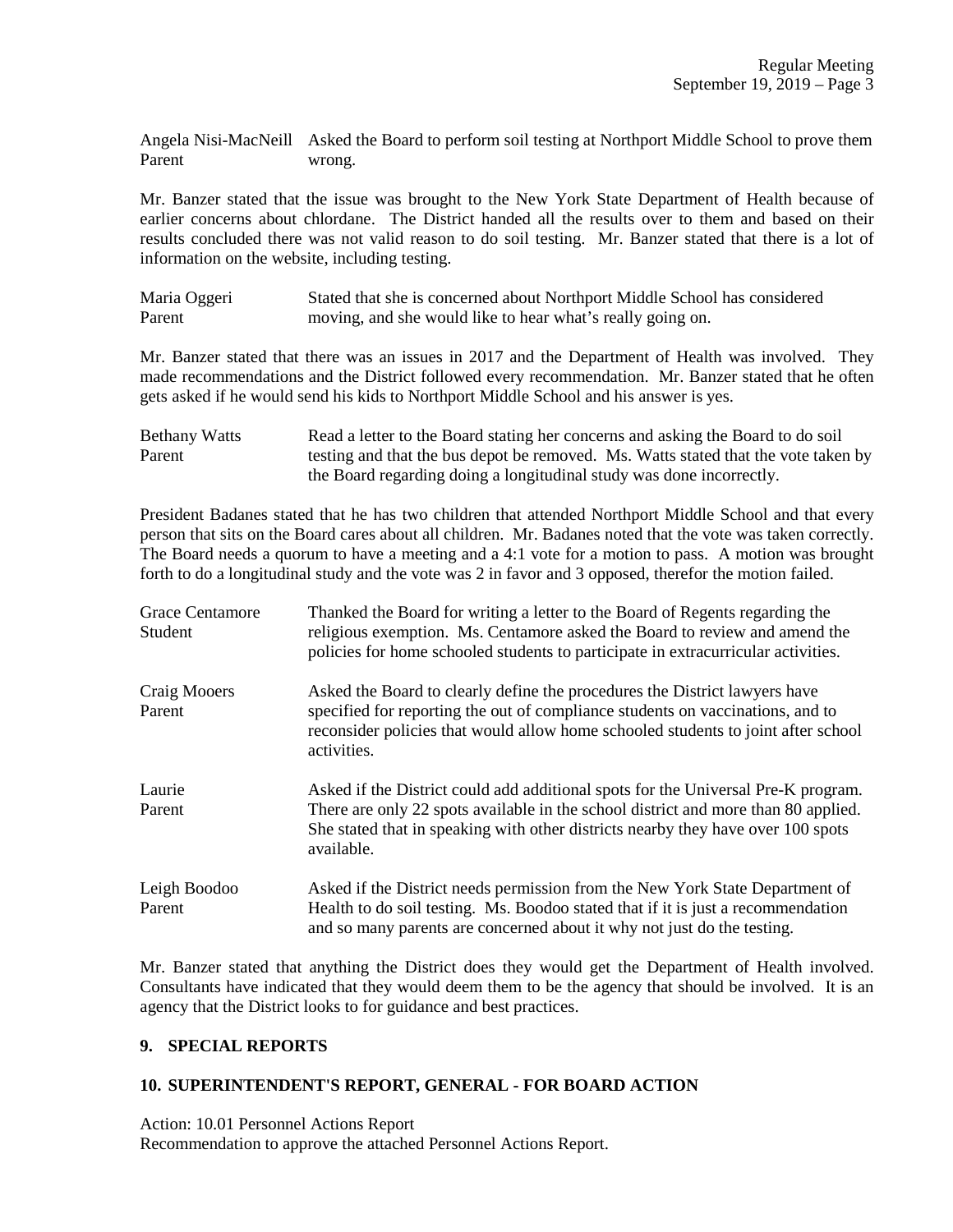| | |
|---|---|
| Angela Nisi-MacNeill<br>Parent | Asked the Board to perform soil testing at Northport Middle School to prove them wrong. |

Mr. Banzer stated that the issue was brought to the New York State Department of Health because of earlier concerns about chlordane. The District handed all the results over to them and based on their results concluded there was not valid reason to do soil testing. Mr. Banzer stated that there is a lot of information on the website, including testing.

| | |
|---|---|
| Maria Oggeri<br>Parent | Stated that she is concerned about Northport Middle School has considered moving, and she would like to hear what's really going on. |

Mr. Banzer stated that there was an issues in 2017 and the Department of Health was involved. They made recommendations and the District followed every recommendation. Mr. Banzer stated that he often gets asked if he would send his kids to Northport Middle School and his answer is yes.

| | |
|---|---|
| Bethany Watts<br>Parent | Read a letter to the Board stating her concerns and asking the Board to do soil testing and that the bus depot be removed. Ms. Watts stated that the vote taken by the Board regarding doing a longitudinal study was done incorrectly. |

President Badanes stated that he has two children that attended Northport Middle School and that every person that sits on the Board cares about all children. Mr. Badanes noted that the vote was taken correctly. The Board needs a quorum to have a meeting and a 4:1 vote for a motion to pass. A motion was brought forth to do a longitudinal study and the vote was 2 in favor and 3 opposed, therefor the motion failed.

| | |
|---|---|
| Grace Centamore<br>Student | Thanked the Board for writing a letter to the Board of Regents regarding the religious exemption. Ms. Centamore asked the Board to review and amend the policies for home schooled students to participate in extracurricular activities. |
| Craig Mooers<br>Parent | Asked the Board to clearly define the procedures the District lawyers have specified for reporting the out of compliance students on vaccinations, and to reconsider policies that would allow home schooled students to joint after school activities. |
| Laurie<br>Parent | Asked if the District could add additional spots for the Universal Pre-K program. There are only 22 spots available in the school district and more than 80 applied. She stated that in speaking with other districts nearby they have over 100 spots available. |
| Leigh Boodoo<br>Parent | Asked if the District needs permission from the New York State Department of Health to do soil testing. Ms. Boodoo stated that if it is just a recommendation and so many parents are concerned about it why not just do the testing. |

Mr. Banzer stated that anything the District does they would get the Department of Health involved. Consultants have indicated that they would deem them to be the agency that should be involved. It is an agency that the District looks to for guidance and best practices.

## 9. SPECIAL REPORTS

## 10. SUPERINTENDENT'S REPORT, GENERAL - FOR BOARD ACTION

Action: 10.01 Personnel Actions Report
Recommendation to approve the attached Personnel Actions Report.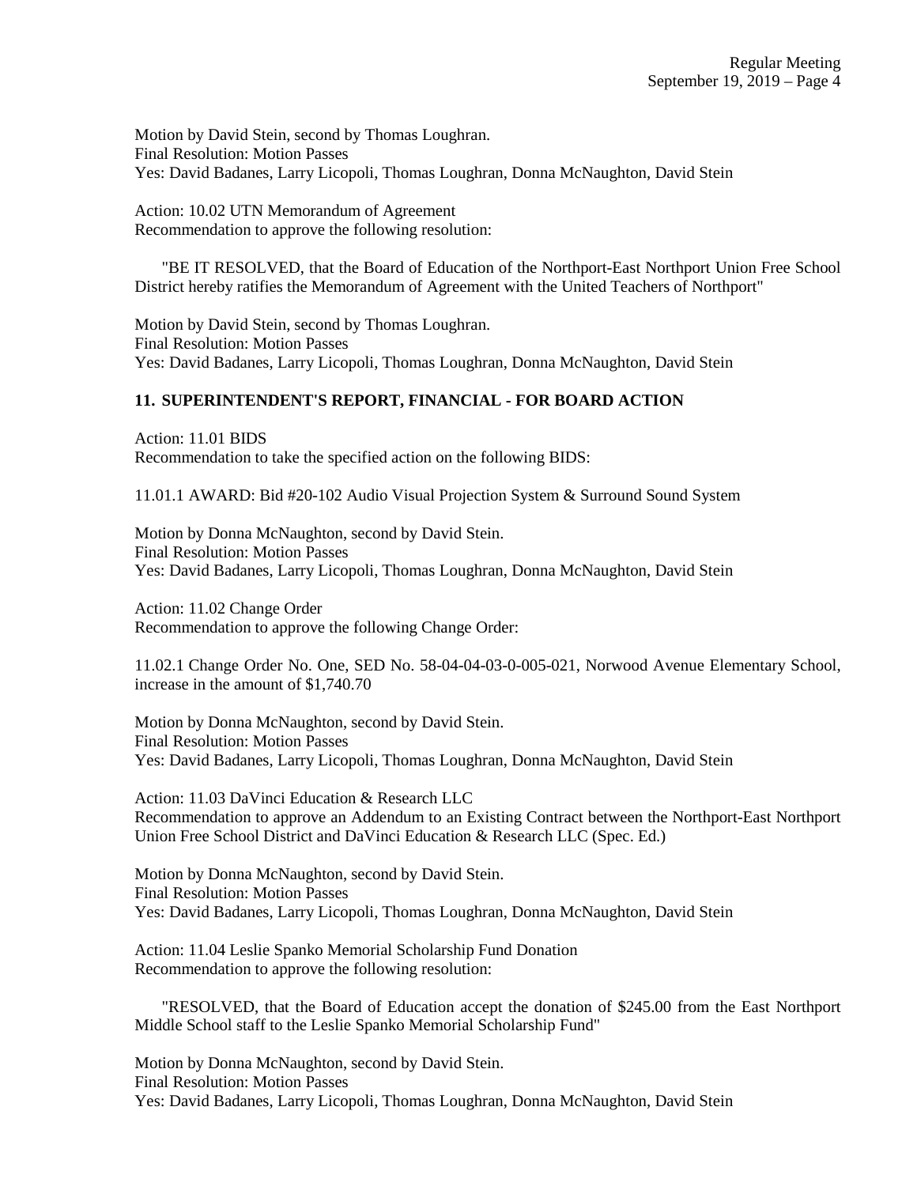Motion by David Stein, second by Thomas Loughran.
Final Resolution: Motion Passes
Yes: David Badanes, Larry Licopoli, Thomas Loughran, Donna McNaughton, David Stein

Action: 10.02 UTN Memorandum of Agreement
Recommendation to approve the following resolution:

"BE IT RESOLVED, that the Board of Education of the Northport-East Northport Union Free School District hereby ratifies the Memorandum of Agreement with the United Teachers of Northport"

Motion by David Stein, second by Thomas Loughran.
Final Resolution: Motion Passes
Yes: David Badanes, Larry Licopoli, Thomas Loughran, Donna McNaughton, David Stein

**11. SUPERINTENDENT'S REPORT, FINANCIAL - FOR BOARD ACTION**

Action: 11.01 BIDS
Recommendation to take the specified action on the following BIDS:

11.01.1 AWARD: Bid #20-102 Audio Visual Projection System & Surround Sound System

Motion by Donna McNaughton, second by David Stein.
Final Resolution: Motion Passes
Yes: David Badanes, Larry Licopoli, Thomas Loughran, Donna McNaughton, David Stein

Action: 11.02 Change Order
Recommendation to approve the following Change Order:

11.02.1 Change Order No. One, SED No. 58-04-04-03-0-005-021, Norwood Avenue Elementary School, increase in the amount of $1,740.70

Motion by Donna McNaughton, second by David Stein.
Final Resolution: Motion Passes
Yes: David Badanes, Larry Licopoli, Thomas Loughran, Donna McNaughton, David Stein

Action: 11.03 DaVinci Education & Research LLC
Recommendation to approve an Addendum to an Existing Contract between the Northport-East Northport Union Free School District and DaVinci Education & Research LLC (Spec. Ed.)

Motion by Donna McNaughton, second by David Stein.
Final Resolution: Motion Passes
Yes: David Badanes, Larry Licopoli, Thomas Loughran, Donna McNaughton, David Stein

Action: 11.04 Leslie Spanko Memorial Scholarship Fund Donation
Recommendation to approve the following resolution:

"RESOLVED, that the Board of Education accept the donation of $245.00 from the East Northport Middle School staff to the Leslie Spanko Memorial Scholarship Fund"

Motion by Donna McNaughton, second by David Stein.
Final Resolution: Motion Passes
Yes: David Badanes, Larry Licopoli, Thomas Loughran, Donna McNaughton, David Stein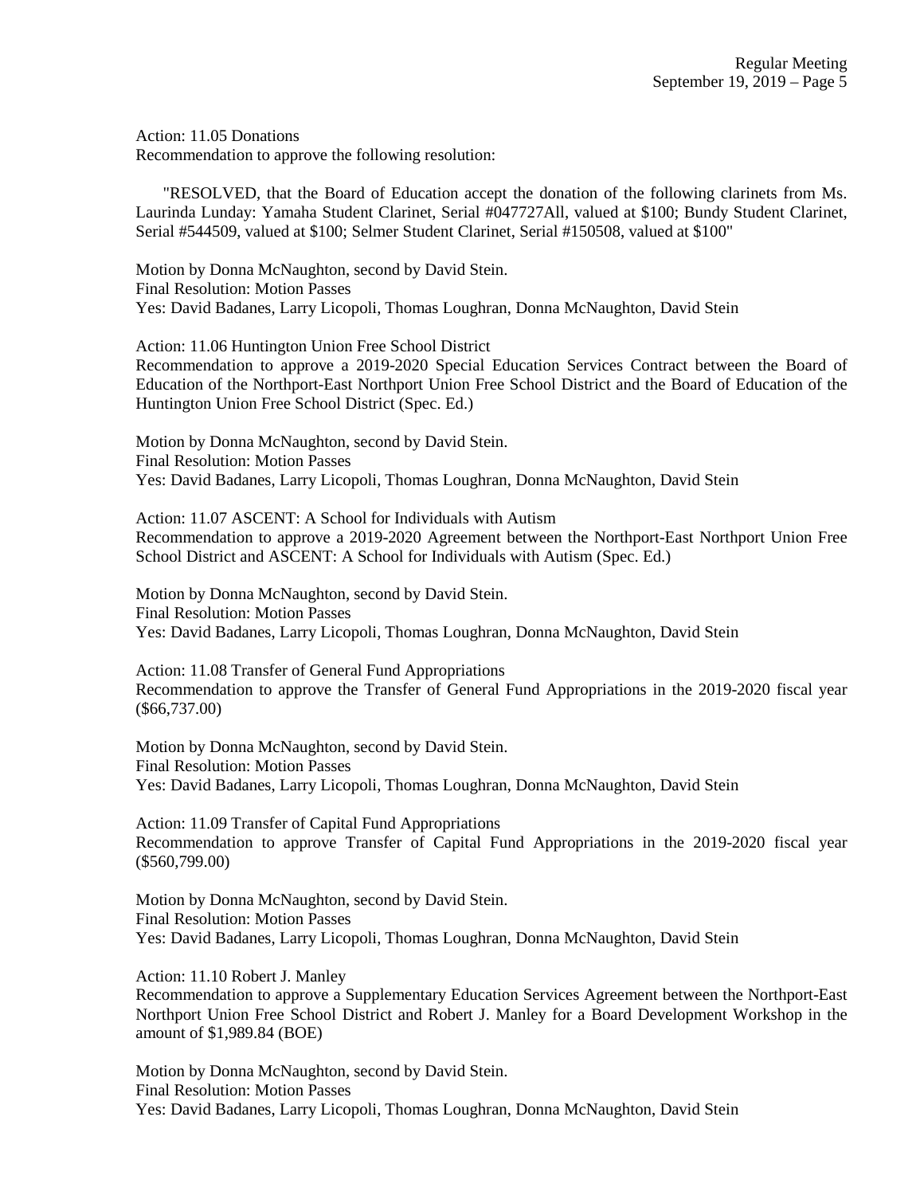Action: 11.05 Donations
Recommendation to approve the following resolution:

"RESOLVED, that the Board of Education accept the donation of the following clarinets from Ms. Laurinda Lunday: Yamaha Student Clarinet, Serial #047727All, valued at $100; Bundy Student Clarinet, Serial #544509, valued at $100; Selmer Student Clarinet, Serial #150508, valued at $100"

Motion by Donna McNaughton, second by David Stein.
Final Resolution: Motion Passes
Yes: David Badanes, Larry Licopoli, Thomas Loughran, Donna McNaughton, David Stein

Action: 11.06 Huntington Union Free School District
Recommendation to approve a 2019-2020 Special Education Services Contract between the Board of Education of the Northport-East Northport Union Free School District and the Board of Education of the Huntington Union Free School District (Spec. Ed.)

Motion by Donna McNaughton, second by David Stein.
Final Resolution: Motion Passes
Yes: David Badanes, Larry Licopoli, Thomas Loughran, Donna McNaughton, David Stein

Action: 11.07 ASCENT: A School for Individuals with Autism
Recommendation to approve a 2019-2020 Agreement between the Northport-East Northport Union Free School District and ASCENT: A School for Individuals with Autism (Spec. Ed.)

Motion by Donna McNaughton, second by David Stein.
Final Resolution: Motion Passes
Yes: David Badanes, Larry Licopoli, Thomas Loughran, Donna McNaughton, David Stein

Action: 11.08 Transfer of General Fund Appropriations
Recommendation to approve the Transfer of General Fund Appropriations in the 2019-2020 fiscal year ($66,737.00)

Motion by Donna McNaughton, second by David Stein.
Final Resolution: Motion Passes
Yes: David Badanes, Larry Licopoli, Thomas Loughran, Donna McNaughton, David Stein

Action: 11.09 Transfer of Capital Fund Appropriations
Recommendation to approve Transfer of Capital Fund Appropriations in the 2019-2020 fiscal year ($560,799.00)

Motion by Donna McNaughton, second by David Stein.
Final Resolution: Motion Passes
Yes: David Badanes, Larry Licopoli, Thomas Loughran, Donna McNaughton, David Stein

Action: 11.10 Robert J. Manley
Recommendation to approve a Supplementary Education Services Agreement between the Northport-East Northport Union Free School District and Robert J. Manley for a Board Development Workshop in the amount of $1,989.84 (BOE)

Motion by Donna McNaughton, second by David Stein.
Final Resolution: Motion Passes
Yes: David Badanes, Larry Licopoli, Thomas Loughran, Donna McNaughton, David Stein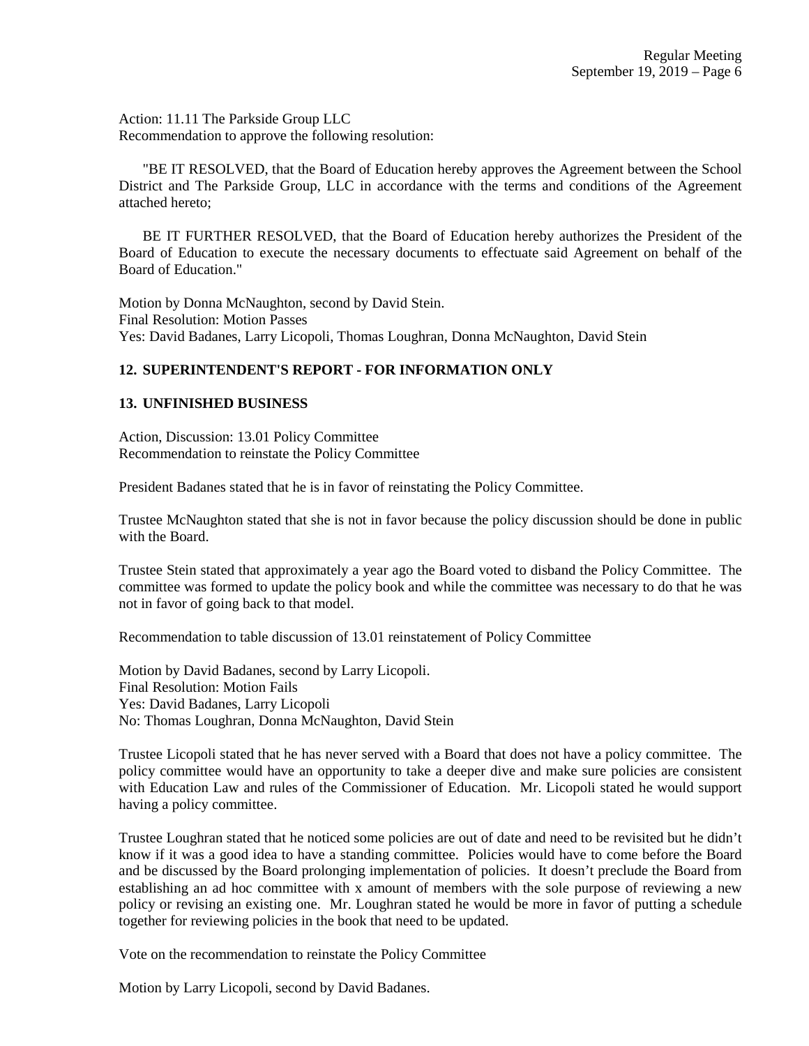Action: 11.11 The Parkside Group LLC
Recommendation to approve the following resolution:

"BE IT RESOLVED, that the Board of Education hereby approves the Agreement between the School District and The Parkside Group, LLC in accordance with the terms and conditions of the Agreement attached hereto;

BE IT FURTHER RESOLVED, that the Board of Education hereby authorizes the President of the Board of Education to execute the necessary documents to effectuate said Agreement on behalf of the Board of Education."

Motion by Donna McNaughton, second by David Stein.
Final Resolution: Motion Passes
Yes: David Badanes, Larry Licopoli, Thomas Loughran, Donna McNaughton, David Stein

## 12. SUPERINTENDENT'S REPORT - FOR INFORMATION ONLY

## 13. UNFINISHED BUSINESS

Action, Discussion: 13.01 Policy Committee
Recommendation to reinstate the Policy Committee

President Badanes stated that he is in favor of reinstating the Policy Committee.

Trustee McNaughton stated that she is not in favor because the policy discussion should be done in public with the Board.

Trustee Stein stated that approximately a year ago the Board voted to disband the Policy Committee. The committee was formed to update the policy book and while the committee was necessary to do that he was not in favor of going back to that model.

Recommendation to table discussion of 13.01 reinstatement of Policy Committee

Motion by David Badanes, second by Larry Licopoli.
Final Resolution: Motion Fails
Yes: David Badanes, Larry Licopoli
No: Thomas Loughran, Donna McNaughton, David Stein

Trustee Licopoli stated that he has never served with a Board that does not have a policy committee. The policy committee would have an opportunity to take a deeper dive and make sure policies are consistent with Education Law and rules of the Commissioner of Education. Mr. Licopoli stated he would support having a policy committee.

Trustee Loughran stated that he noticed some policies are out of date and need to be revisited but he didn't know if it was a good idea to have a standing committee. Policies would have to come before the Board and be discussed by the Board prolonging implementation of policies. It doesn't preclude the Board from establishing an ad hoc committee with x amount of members with the sole purpose of reviewing a new policy or revising an existing one. Mr. Loughran stated he would be more in favor of putting a schedule together for reviewing policies in the book that need to be updated.

Vote on the recommendation to reinstate the Policy Committee

Motion by Larry Licopoli, second by David Badanes.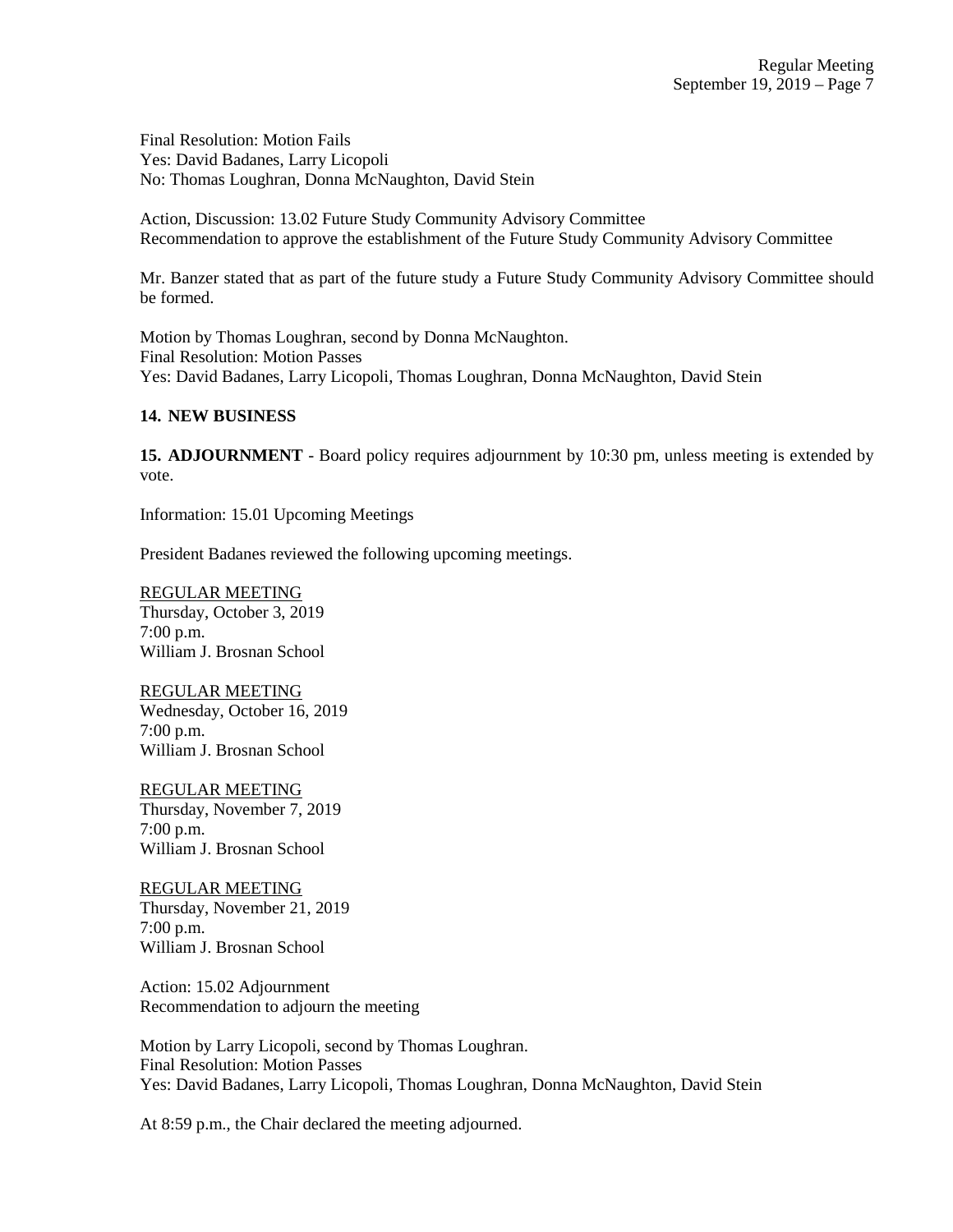Final Resolution: Motion Fails
Yes: David Badanes, Larry Licopoli
No: Thomas Loughran, Donna McNaughton, David Stein

Action, Discussion: 13.02 Future Study Community Advisory Committee
Recommendation to approve the establishment of the Future Study Community Advisory Committee

Mr. Banzer stated that as part of the future study a Future Study Community Advisory Committee should be formed.

Motion by Thomas Loughran, second by Donna McNaughton.
Final Resolution: Motion Passes
Yes: David Badanes, Larry Licopoli, Thomas Loughran, Donna McNaughton, David Stein

**14. NEW BUSINESS**

**15. ADJOURNMENT** - Board policy requires adjournment by 10:30 pm, unless meeting is extended by vote.

Information: 15.01 Upcoming Meetings

President Badanes reviewed the following upcoming meetings.

<u>REGULAR MEETING</u>
Thursday, October 3, 2019
7:00 p.m.
William J. Brosnan School

<u>REGULAR MEETING</u>
Wednesday, October 16, 2019
7:00 p.m.
William J. Brosnan School

<u>REGULAR MEETING</u>
Thursday, November 7, 2019
7:00 p.m.
William J. Brosnan School

<u>REGULAR MEETING</u>
Thursday, November 21, 2019
7:00 p.m.
William J. Brosnan School

Action: 15.02 Adjournment
Recommendation to adjourn the meeting

Motion by Larry Licopoli, second by Thomas Loughran.
Final Resolution: Motion Passes
Yes: David Badanes, Larry Licopoli, Thomas Loughran, Donna McNaughton, David Stein

At 8:59 p.m., the Chair declared the meeting adjourned.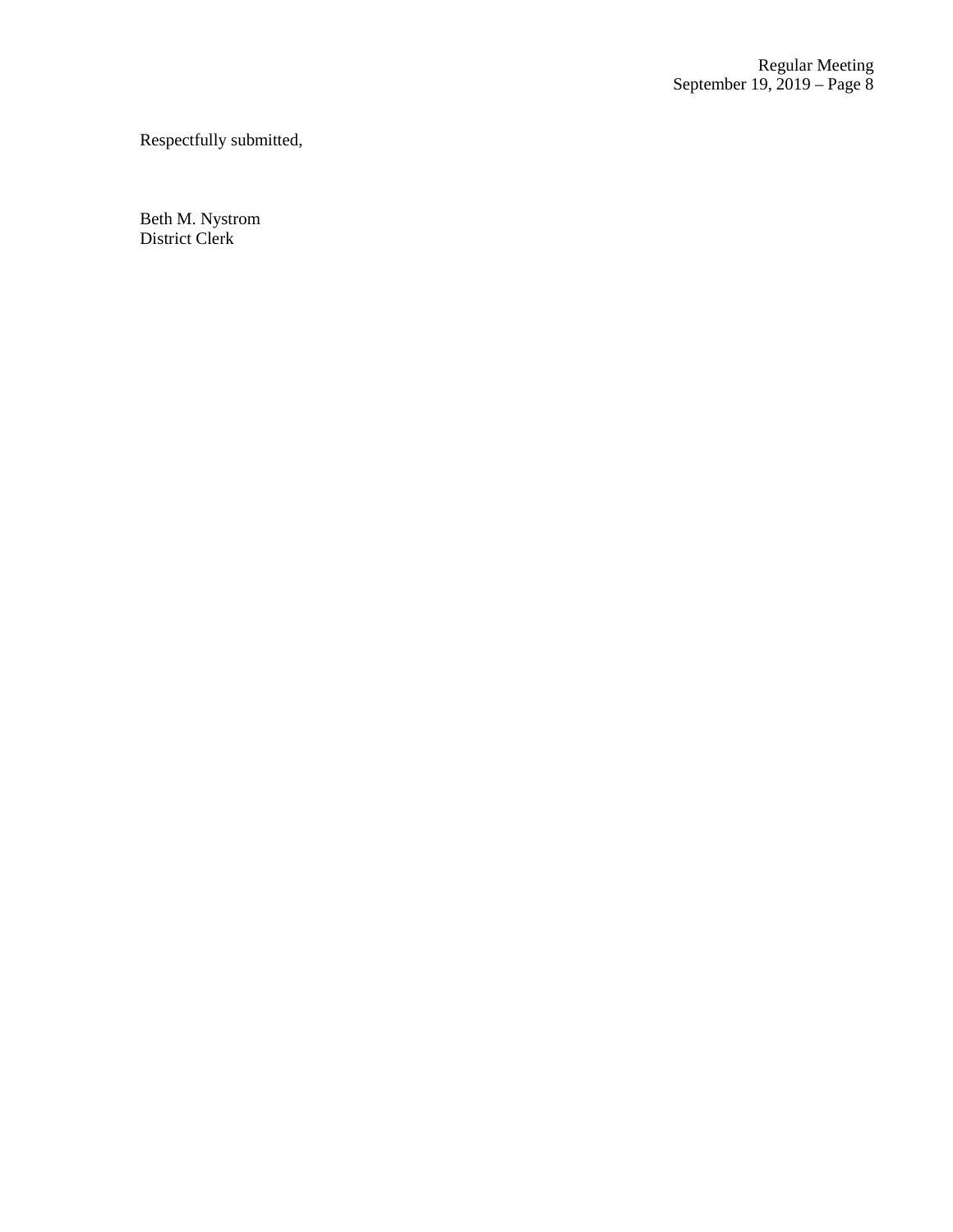Respectfully submitted,

Beth M. Nystrom
District Clerk